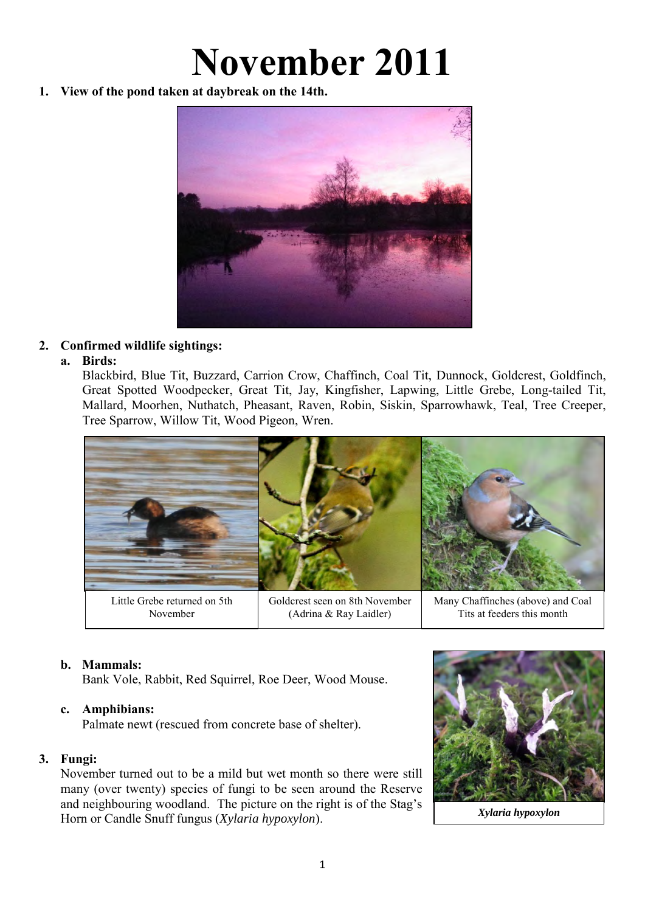# November 2011

1. **View of the pond taken at daybreak on the 14th.**

2. **Confirmed wildlife sightings:**

   a. **Birds:**

   Blackbird, Blue Tit, Buzzard, Carrion Crow, Chaffinch, Coal Tit, Dunnock, Goldcrest, Goldfinch, Great Spotted Woodpecker, Great Tit, Jay, Kingfisher, Lapwing, Little Grebe, Long-tailed Tit, Mallard, Moorhen, Nuthatch, Pheasant, Raven, Robin, Siskin, Sparrowhawk, Teal, Tree Creeper, Tree Sparrow, Willow Tit, Wood Pigeon, Wren.

| Little Grebe returned on 5th November | Goldcrest seen on 8th November (Adrina & Ray Laidler) | Many Chaffinches (above) and Coal Tits at feeders this month |
|---|---|---|

   b. **Mammals:**

   Bank Vole, Rabbit, Red Squirrel, Roe Deer, Wood Mouse.

   c. **Amphibians:**

   Palmate newt (rescued from concrete base of shelter).

3. **Fungi:**

   November turned out to be a mild but wet month so there were still many (over twenty) species of fungi to be seen around the Reserve and neighbouring woodland. The picture on the right is of the Stag's Horn or Candle Snuff fungus (*Xylaria hypoxylon*).

***Xylaria hypoxylon***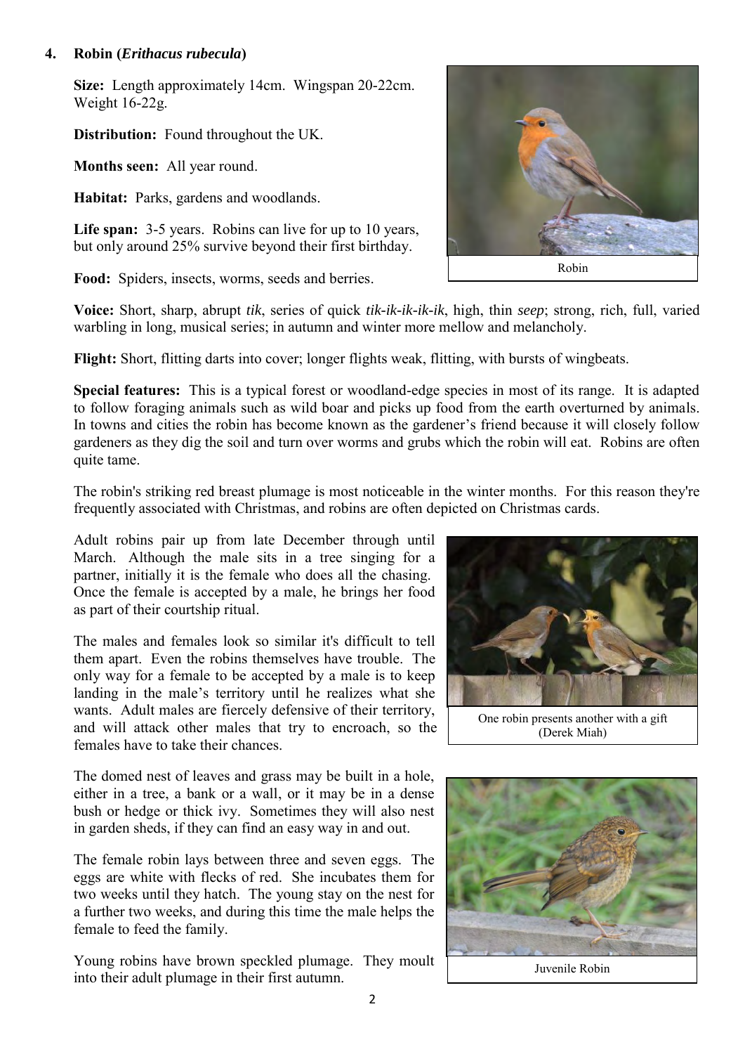### 4. Robin (*Erithacus rubecula*)

**Size:** Length approximately 14cm. Wingspan 20-22cm. Weight 16-22g.

**Distribution:** Found throughout the UK.

**Months seen:** All year round.

**Habitat:** Parks, gardens and woodlands.

**Life span:** 3-5 years. Robins can live for up to 10 years, but only around 25% survive beyond their first birthday.

**Food:** Spiders, insects, worms, seeds and berries.

Robin

**Voice:** Short, sharp, abrupt *tik*, series of quick *tik-ik-ik-ik-ik*, high, thin *seep*; strong, rich, full, varied warbling in long, musical series; in autumn and winter more mellow and melancholy.

**Flight:** Short, flitting darts into cover; longer flights weak, flitting, with bursts of wingbeats.

**Special features:** This is a typical forest or woodland-edge species in most of its range. It is adapted to follow foraging animals such as wild boar and picks up food from the earth overturned by animals. In towns and cities the robin has become known as the gardener's friend because it will closely follow gardeners as they dig the soil and turn over worms and grubs which the robin will eat. Robins are often quite tame.

The robin's striking red breast plumage is most noticeable in the winter months. For this reason they're frequently associated with Christmas, and robins are often depicted on Christmas cards.

Adult robins pair up from late December through until March. Although the male sits in a tree singing for a partner, initially it is the female who does all the chasing. Once the female is accepted by a male, he brings her food as part of their courtship ritual.

One robin presents another with a gift (Derek Miah)

The males and females look so similar it's difficult to tell them apart. Even the robins themselves have trouble. The only way for a female to be accepted by a male is to keep landing in the male's territory until he realizes what she wants. Adult males are fiercely defensive of their territory, and will attack other males that try to encroach, so the females have to take their chances.

The domed nest of leaves and grass may be built in a hole, either in a tree, a bank or a wall, or it may be in a dense bush or hedge or thick ivy. Sometimes they will also nest in garden sheds, if they can find an easy way in and out.

The female robin lays between three and seven eggs. The eggs are white with flecks of red. She incubates them for two weeks until they hatch. The young stay on the nest for a further two weeks, and during this time the male helps the female to feed the family.

Young robins have brown speckled plumage. They moult into their adult plumage in their first autumn.

Juvenile Robin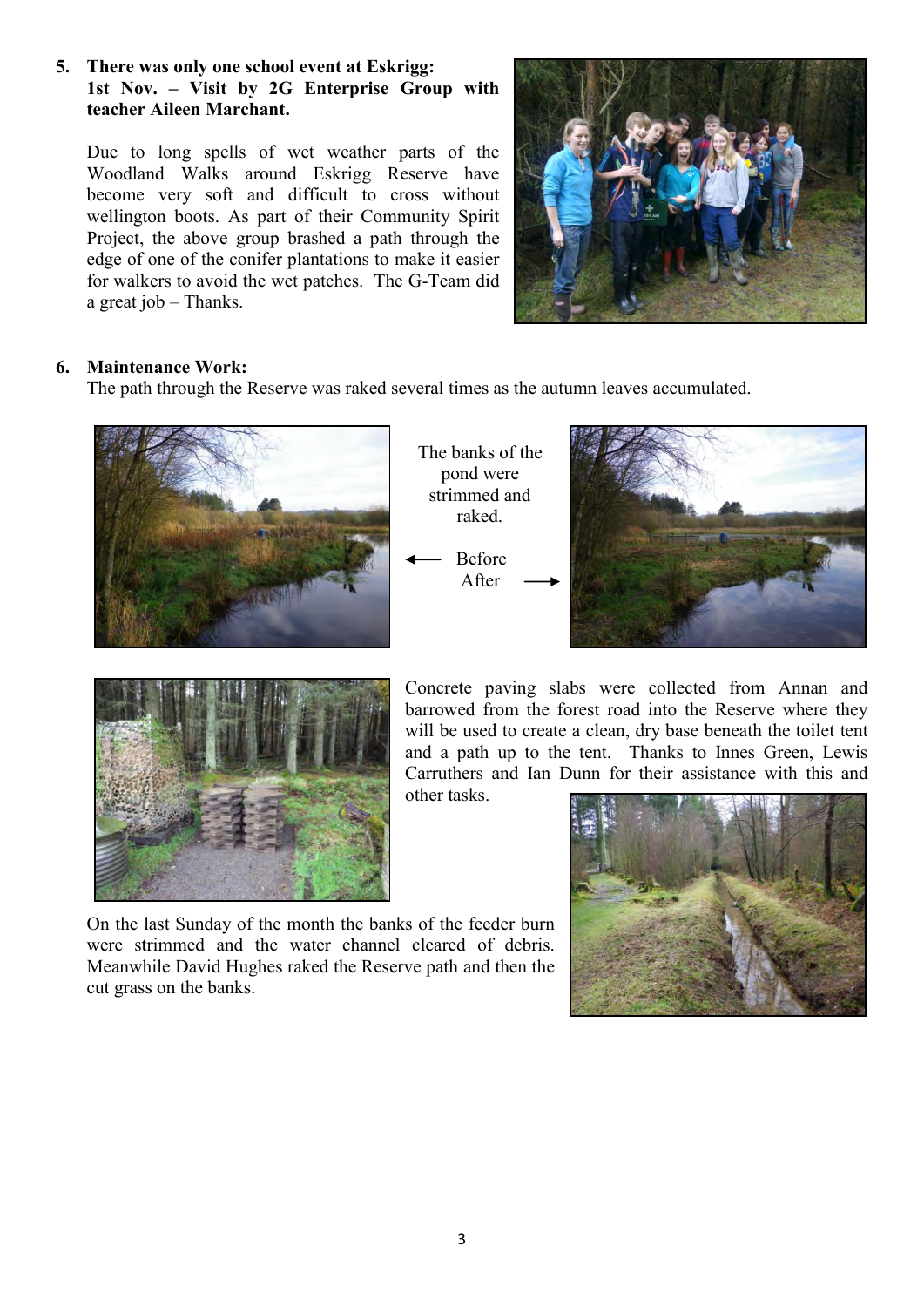5. **There was only one school event at Eskrigg:**
   **1st Nov. – Visit by 2G Enterprise Group with teacher Aileen Marchant.**

   Due to long spells of wet weather parts of the Woodland Walks around Eskrigg Reserve have become very soft and difficult to cross without wellington boots. As part of their Community Spirit Project, the above group brashed a path through the edge of one of the conifer plantations to make it easier for walkers to avoid the wet patches. The G-Team did a great job – Thanks.

6. **Maintenance Work:**
   The path through the Reserve was raked several times as the autumn leaves accumulated.

The banks of the pond were strimmed and raked.

← Before

After →

Concrete paving slabs were collected from Annan and barrowed from the forest road into the Reserve where they will be used to create a clean, dry base beneath the toilet tent and a path up to the tent. Thanks to Innes Green, Lewis Carruthers and Ian Dunn for their assistance with this and other tasks.

On the last Sunday of the month the banks of the feeder burn were strimmed and the water channel cleared of debris. Meanwhile David Hughes raked the Reserve path and then the cut grass on the banks.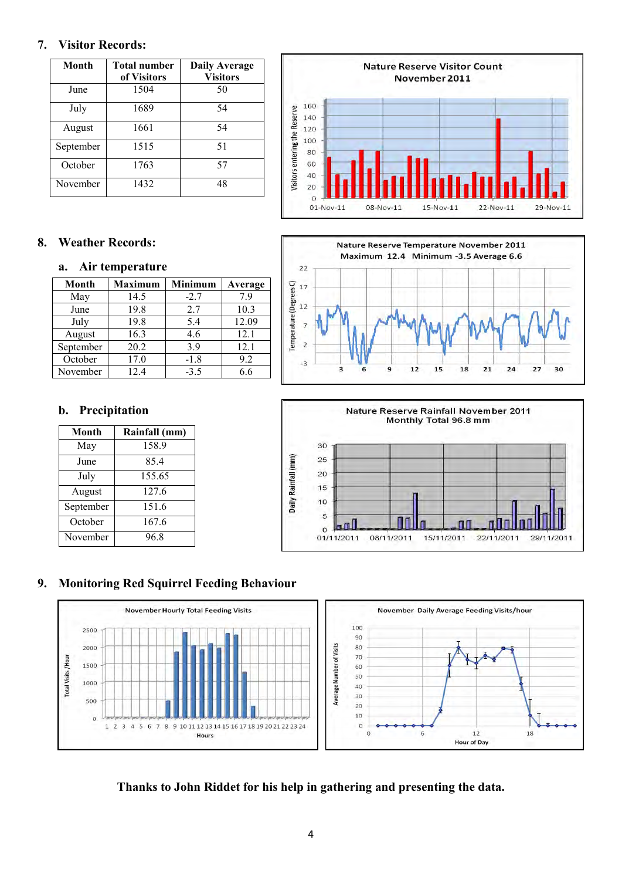## 7. Visitor Records:

| Month | Total number of Visitors | Daily Average Visitors |
|---|---|---|
| June | 1504 | 50 |
| July | 1689 | 54 |
| August | 1661 | 54 |
| September | 1515 | 51 |
| October | 1763 | 57 |
| November | 1432 | 48 |

Nature Reserve Visitor Count
November 2011

Visitors entering the Reserve

0
20
40
60
80
100
120
140
160

01-Nov-11
08-Nov-11
15-Nov-11
22-Nov-11
29-Nov-11

## 8. Weather Records:

### a. Air temperature

| Month | Maximum | Minimum | Average |
|---|---|---|---|
| May | 14.5 | -2.7 | 7.9 |
| June | 19.8 | 2.7 | 10.3 |
| July | 19.8 | 5.4 | 12.09 |
| August | 16.3 | 4.6 | 12.1 |
| September | 20.2 | 3.9 | 12.1 |
| October | 17.0 | -1.8 | 9.2 |
| November | 12.4 | -3.5 | 6.6 |

Nature Reserve Temperature November 2011
Maximum 12.4 Minimum -3.5 Average 6.6

Temperature (Degrees C)

-3
2
7
12
17
22

3
6
9
12
15
18
21
24
27
30

### b. Precipitation

| Month | Rainfall (mm) |
|---|---|
| May | 158.9 |
| June | 85.4 |
| July | 155.65 |
| August | 127.6 |
| September | 151.6 |
| October | 167.6 |
| November | 96.8 |

Nature Reserve Rainfall November 2011
Monthly Total 96.8 mm

Daily Rainfall (mm)

0
5
10
15
20
25
30

01/11/2011
08/11/2011
15/11/2011
22/11/2011
29/11/2011

## 9. Monitoring Red Squirrel Feeding Behaviour

November Hourly Total Feeding Visits

Total Visits /Hour

0
500
1000
1500
2000
2500

1 2 3 4 5 6 7 8 9 10 11 12 13 14 15 16 17 18 19 20 21 22 23 24

Hours

November Daily Average Feeding Visits/hour

Average Number of Visits

0
10
20
30
40
50
60
70
80
90
100

0
6
12
18

Hour of Day

**Thanks to John Riddet for his help in gathering and presenting the data.**